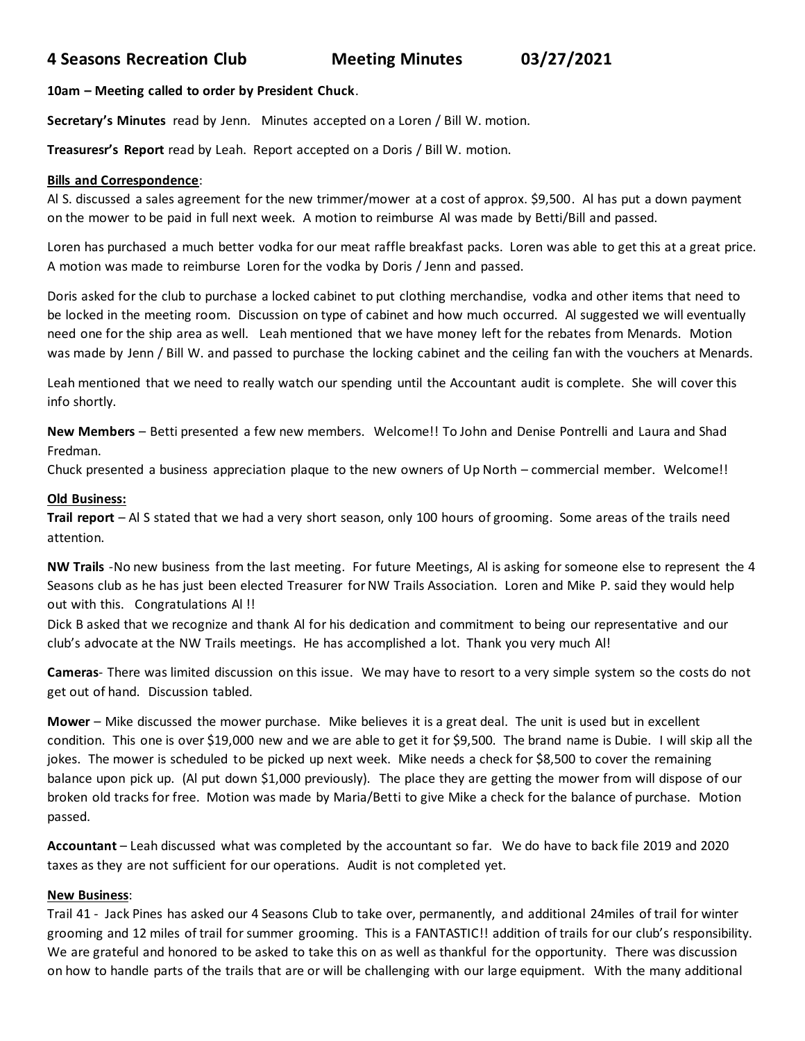# 4 Seasons Recreation Club Meeting Minutes 03/27/2021

**10am – Meeting called to order by President Chuck**.

**Secretary's Minutes** read by Jenn. Minutes accepted on a Loren / Bill W. motion.

**Treasuresr's Report** read by Leah. Report accepted on a Doris / Bill W. motion.

**Bills and Correspondence**:

Al S. discussed a sales agreement for the new trimmer/mower at a cost of approx. $9,500. Al has put a down payment on the mower to be paid in full next week. A motion to reimburse Al was made by Betti/Bill and passed.

Loren has purchased a much better vodka for our meat raffle breakfast packs. Loren was able to get this at a great price. A motion was made to reimburse Loren for the vodka by Doris / Jenn and passed.

Doris asked for the club to purchase a locked cabinet to put clothing merchandise, vodka and other items that need to be locked in the meeting room. Discussion on type of cabinet and how much occurred. Al suggested we will eventually need one for the ship area as well. Leah mentioned that we have money left for the rebates from Menards. Motion was made by Jenn / Bill W. and passed to purchase the locking cabinet and the ceiling fan with the vouchers at Menards.

Leah mentioned that we need to really watch our spending until the Accountant audit is complete. She will cover this info shortly.

**New Members** – Betti presented a few new members. Welcome!! To John and Denise Pontrelli and Laura and Shad Fredman.

Chuck presented a business appreciation plaque to the new owners of Up North – commercial member. Welcome!!

**Old Business:**

**Trail report** – Al S stated that we had a very short season, only 100 hours of grooming. Some areas of the trails need attention.

**NW Trails** -No new business from the last meeting. For future Meetings, Al is asking for someone else to represent the 4 Seasons club as he has just been elected Treasurer for NW Trails Association. Loren and Mike P. said they would help out with this. Congratulations Al !!

Dick B asked that we recognize and thank Al for his dedication and commitment to being our representative and our club's advocate at the NW Trails meetings. He has accomplished a lot. Thank you very much Al!

**Cameras**- There was limited discussion on this issue. We may have to resort to a very simple system so the costs do not get out of hand. Discussion tabled.

**Mower** – Mike discussed the mower purchase. Mike believes it is a great deal. The unit is used but in excellent condition. This one is over $19,000 new and we are able to get it for $9,500. The brand name is Dubie. I will skip all the jokes. The mower is scheduled to be picked up next week. Mike needs a check for $8,500 to cover the remaining balance upon pick up. (Al put down $1,000 previously). The place they are getting the mower from will dispose of our broken old tracks for free. Motion was made by Maria/Betti to give Mike a check for the balance of purchase. Motion passed.

**Accountant** – Leah discussed what was completed by the accountant so far. We do have to back file 2019 and 2020 taxes as they are not sufficient for our operations. Audit is not completed yet.

**New Business**:

Trail 41 - Jack Pines has asked our 4 Seasons Club to take over, permanently, and additional 24miles of trail for winter grooming and 12 miles of trail for summer grooming. This is a FANTASTIC!! addition of trails for our club's responsibility. We are grateful and honored to be asked to take this on as well as thankful for the opportunity. There was discussion on how to handle parts of the trails that are or will be challenging with our large equipment. With the many additional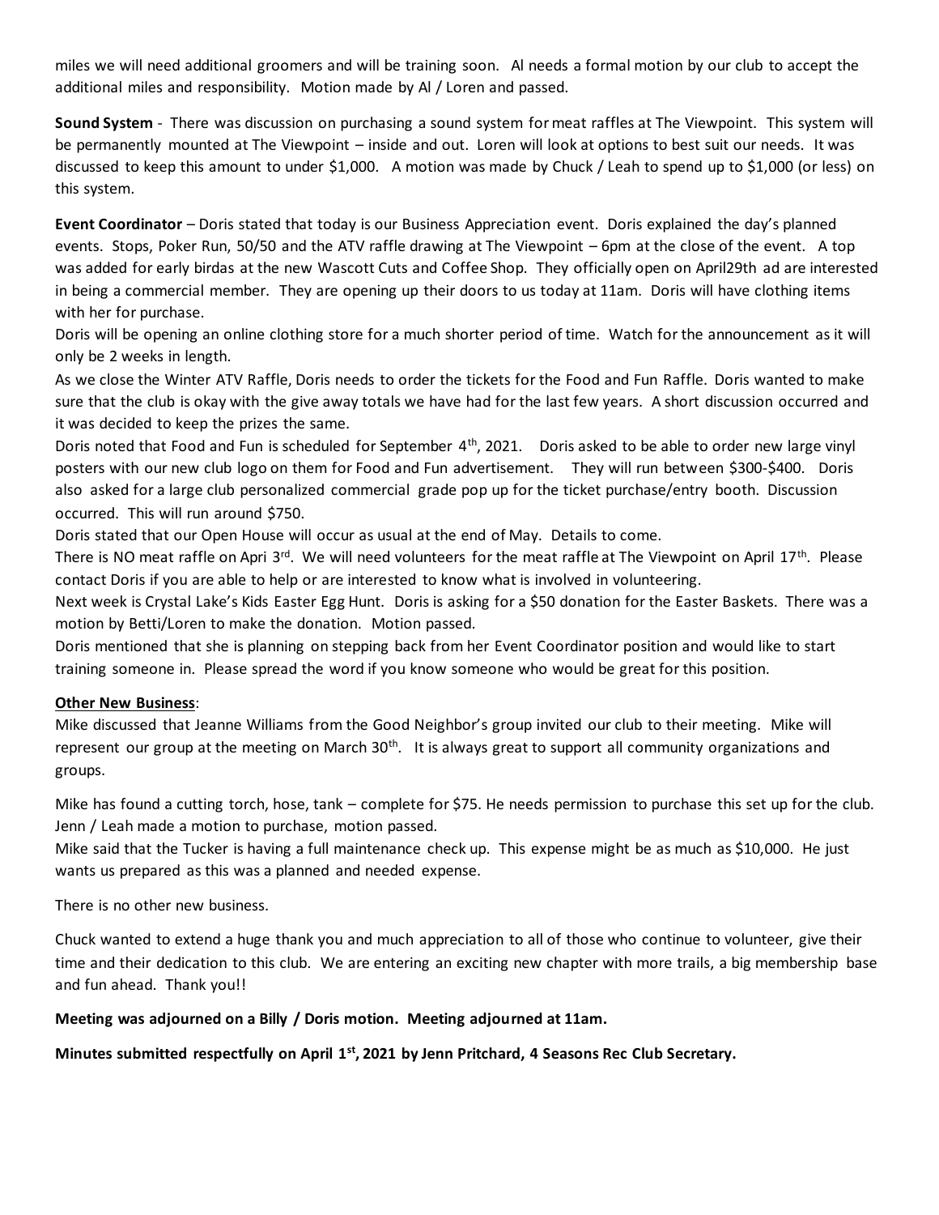miles we will need additional groomers and will be training soon. Al needs a formal motion by our club to accept the additional miles and responsibility. Motion made by Al / Loren and passed.

**Sound System** - There was discussion on purchasing a sound system for meat raffles at The Viewpoint. This system will be permanently mounted at The Viewpoint – inside and out. Loren will look at options to best suit our needs. It was discussed to keep this amount to under $1,000. A motion was made by Chuck / Leah to spend up to $1,000 (or less) on this system.

**Event Coordinator** – Doris stated that today is our Business Appreciation event. Doris explained the day's planned events. Stops, Poker Run, 50/50 and the ATV raffle drawing at The Viewpoint – 6pm at the close of the event. A top was added for early birdas at the new Wascott Cuts and Coffee Shop. They officially open on April29th ad are interested in being a commercial member. They are opening up their doors to us today at 11am. Doris will have clothing items with her for purchase.

Doris will be opening an online clothing store for a much shorter period of time. Watch for the announcement as it will only be 2 weeks in length.

As we close the Winter ATV Raffle, Doris needs to order the tickets for the Food and Fun Raffle. Doris wanted to make sure that the club is okay with the give away totals we have had for the last few years. A short discussion occurred and it was decided to keep the prizes the same.

Doris noted that Food and Fun is scheduled for September 4th, 2021. Doris asked to be able to order new large vinyl posters with our new club logo on them for Food and Fun advertisement. They will run between $300-$400. Doris also asked for a large club personalized commercial grade pop up for the ticket purchase/entry booth. Discussion occurred. This will run around $750.

Doris stated that our Open House will occur as usual at the end of May. Details to come.

There is NO meat raffle on Apri 3rd. We will need volunteers for the meat raffle at The Viewpoint on April 17th. Please contact Doris if you are able to help or are interested to know what is involved in volunteering.

Next week is Crystal Lake's Kids Easter Egg Hunt. Doris is asking for a $50 donation for the Easter Baskets. There was a motion by Betti/Loren to make the donation. Motion passed.

Doris mentioned that she is planning on stepping back from her Event Coordinator position and would like to start training someone in. Please spread the word if you know someone who would be great for this position.

**Other New Business**:

Mike discussed that Jeanne Williams from the Good Neighbor's group invited our club to their meeting. Mike will represent our group at the meeting on March 30th. It is always great to support all community organizations and groups.

Mike has found a cutting torch, hose, tank – complete for $75. He needs permission to purchase this set up for the club. Jenn / Leah made a motion to purchase, motion passed.

Mike said that the Tucker is having a full maintenance check up. This expense might be as much as $10,000. He just wants us prepared as this was a planned and needed expense.

There is no other new business.

Chuck wanted to extend a huge thank you and much appreciation to all of those who continue to volunteer, give their time and their dedication to this club. We are entering an exciting new chapter with more trails, a big membership base and fun ahead. Thank you!!

**Meeting was adjourned on a Billy / Doris motion. Meeting adjourned at 11am.**

**Minutes submitted respectfully on April 1st, 2021 by Jenn Pritchard, 4 Seasons Rec Club Secretary.**